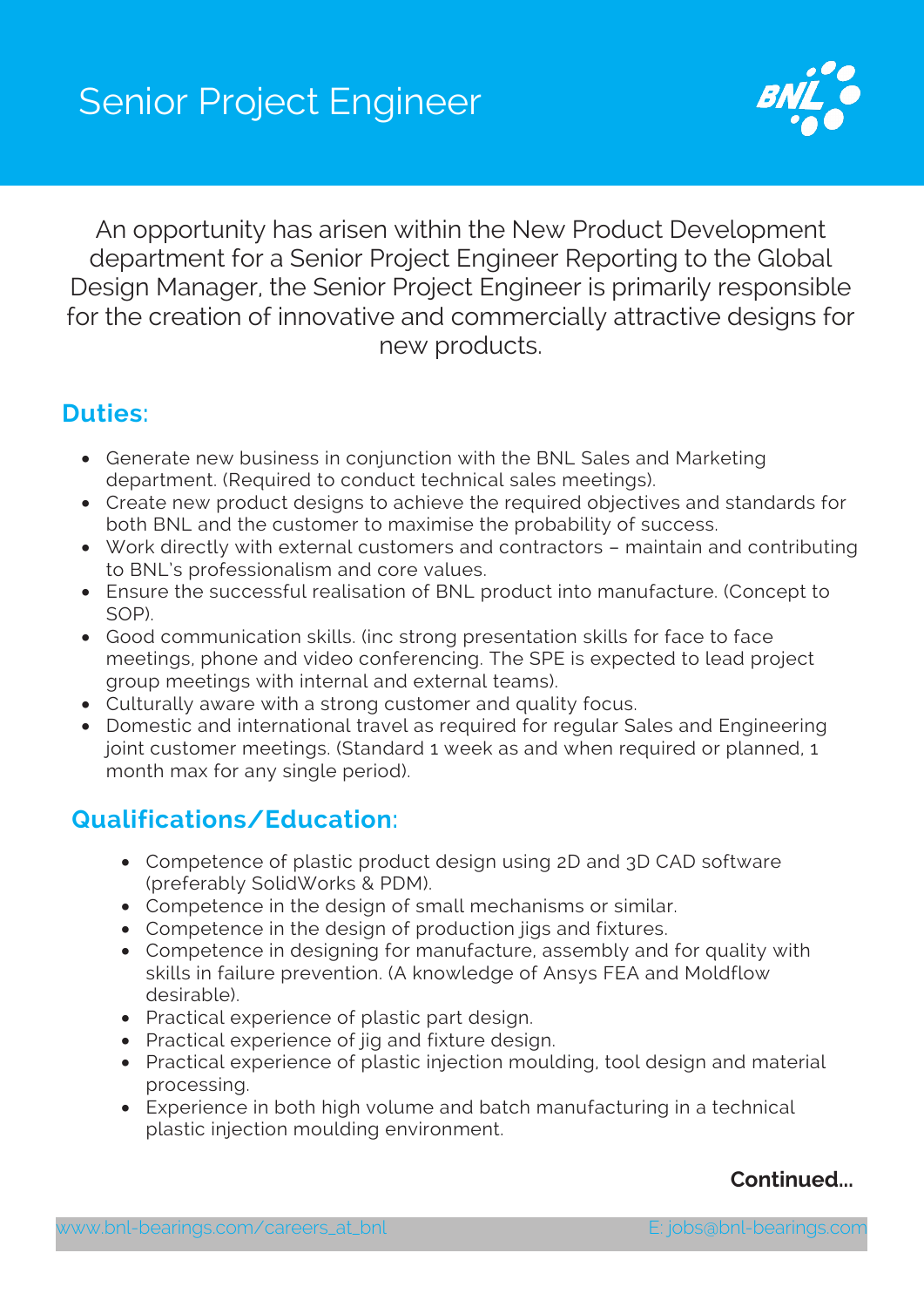# Senior Project Engineer

An opportunity has arisen within the New Product Development department for a Senior Project Engineer Reporting to the Global Design Manager, the Senior Project Engineer is primarily responsible for the creation of innovative and commercially attractive designs for new products.

## Duties:

- Generate new business in conjunction with the BNL Sales and Marketing department. (Required to conduct technical sales meetings).
- Create new product designs to achieve the required objectives and standards for both BNL and the customer to maximise the probability of success.
- Work directly with external customers and contractors – maintain and contributing to BNL's professionalism and core values.
- Ensure the successful realisation of BNL product into manufacture. (Concept to SOP).
- Good communication skills. (inc strong presentation skills for face to face meetings, phone and video conferencing. The SPE is expected to lead project group meetings with internal and external teams).
- Culturally aware with a strong customer and quality focus.
- Domestic and international travel as required for regular Sales and Engineering joint customer meetings. (Standard 1 week as and when required or planned, 1 month max for any single period).

## Qualifications/Education:

- Competence of plastic product design using 2D and 3D CAD software (preferably SolidWorks & PDM).
- Competence in the design of small mechanisms or similar.
- Competence in the design of production jigs and fixtures.
- Competence in designing for manufacture, assembly and for quality with skills in failure prevention. (A knowledge of Ansys FEA and Moldflow desirable).
- Practical experience of plastic part design.
- Practical experience of jig and fixture design.
- Practical experience of plastic injection moulding, tool design and material processing.
- Experience in both high volume and batch manufacturing in a technical plastic injection moulding environment.

**Continued...**

www.bnl-bearings.com/careers_at_bnl E: jobs@bnl-bearings.com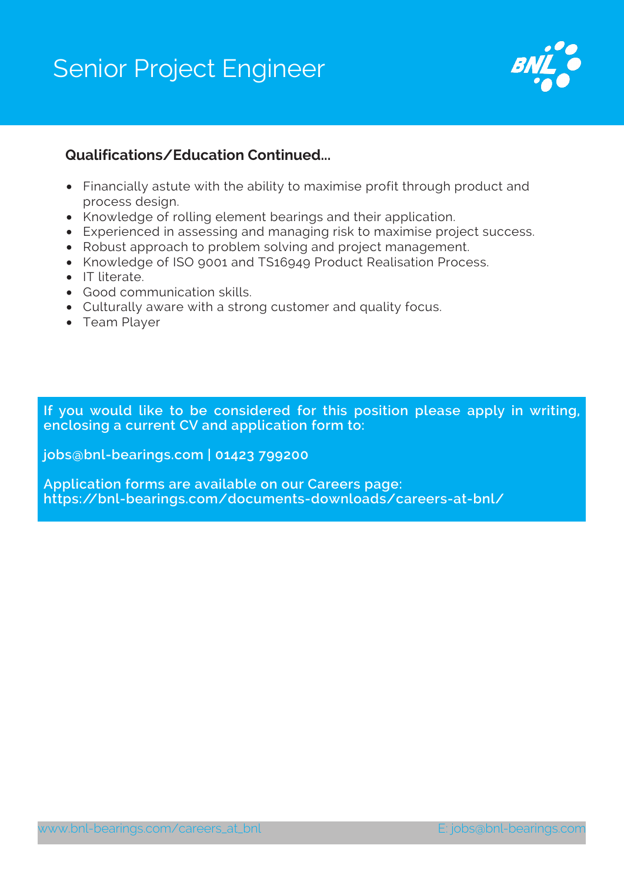# Senior Project Engineer

**Qualifications/Education Continued...**

- Financially astute with the ability to maximise profit through product and process design.
- Knowledge of rolling element bearings and their application.
- Experienced in assessing and managing risk to maximise project success.
- Robust approach to problem solving and project management.
- Knowledge of ISO 9001 and TS16949 Product Realisation Process.
- IT literate.
- Good communication skills.
- Culturally aware with a strong customer and quality focus.
- Team Player

**If you would like to be considered for this position please apply in writing, enclosing a current CV and application form to:**

**jobs@bnl-bearings.com | 01423 799200**

**Application forms are available on our Careers page:**
**https://bnl-bearings.com/documents-downloads/careers-at-bnl/**

www.bnl-bearings.com/careers_at_bnl E: jobs@bnl-bearings.com